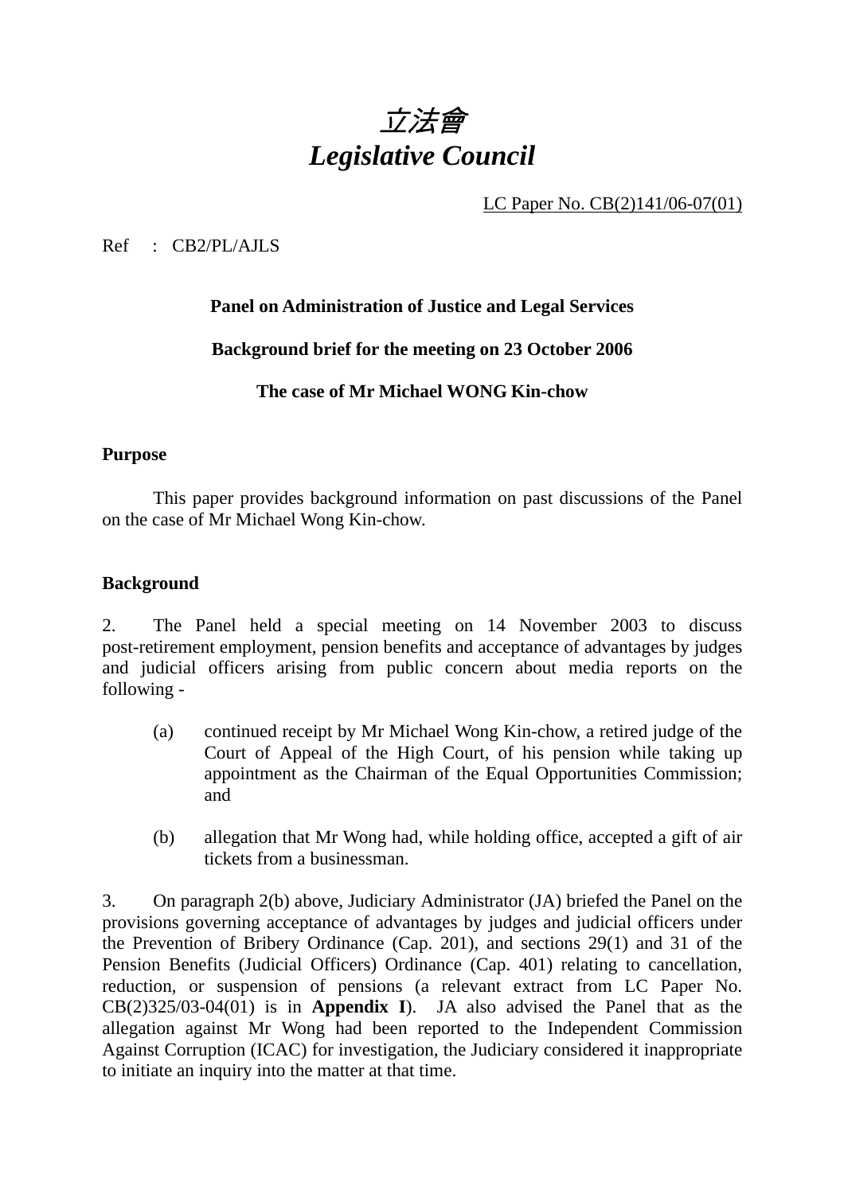# *立法會*
# *Legislative Council*

LC Paper No. CB(2)141/06-07(01)

Ref : CB2/PL/AJLS

**Panel on Administration of Justice and Legal Services**

**Background brief for the meeting on 23 October 2006**

**The case of Mr Michael WONG Kin-chow**

**Purpose**

This paper provides background information on past discussions of the Panel on the case of Mr Michael Wong Kin-chow.

**Background**

2. The Panel held a special meeting on 14 November 2003 to discuss post-retirement employment, pension benefits and acceptance of advantages by judges and judicial officers arising from public concern about media reports on the following -

(a) continued receipt by Mr Michael Wong Kin-chow, a retired judge of the Court of Appeal of the High Court, of his pension while taking up appointment as the Chairman of the Equal Opportunities Commission; and

(b) allegation that Mr Wong had, while holding office, accepted a gift of air tickets from a businessman.

3. On paragraph 2(b) above, Judiciary Administrator (JA) briefed the Panel on the provisions governing acceptance of advantages by judges and judicial officers under the Prevention of Bribery Ordinance (Cap. 201), and sections 29(1) and 31 of the Pension Benefits (Judicial Officers) Ordinance (Cap. 401) relating to cancellation, reduction, or suspension of pensions (a relevant extract from LC Paper No. CB(2)325/03-04(01) is in **Appendix I**). JA also advised the Panel that as the allegation against Mr Wong had been reported to the Independent Commission Against Corruption (ICAC) for investigation, the Judiciary considered it inappropriate to initiate an inquiry into the matter at that time.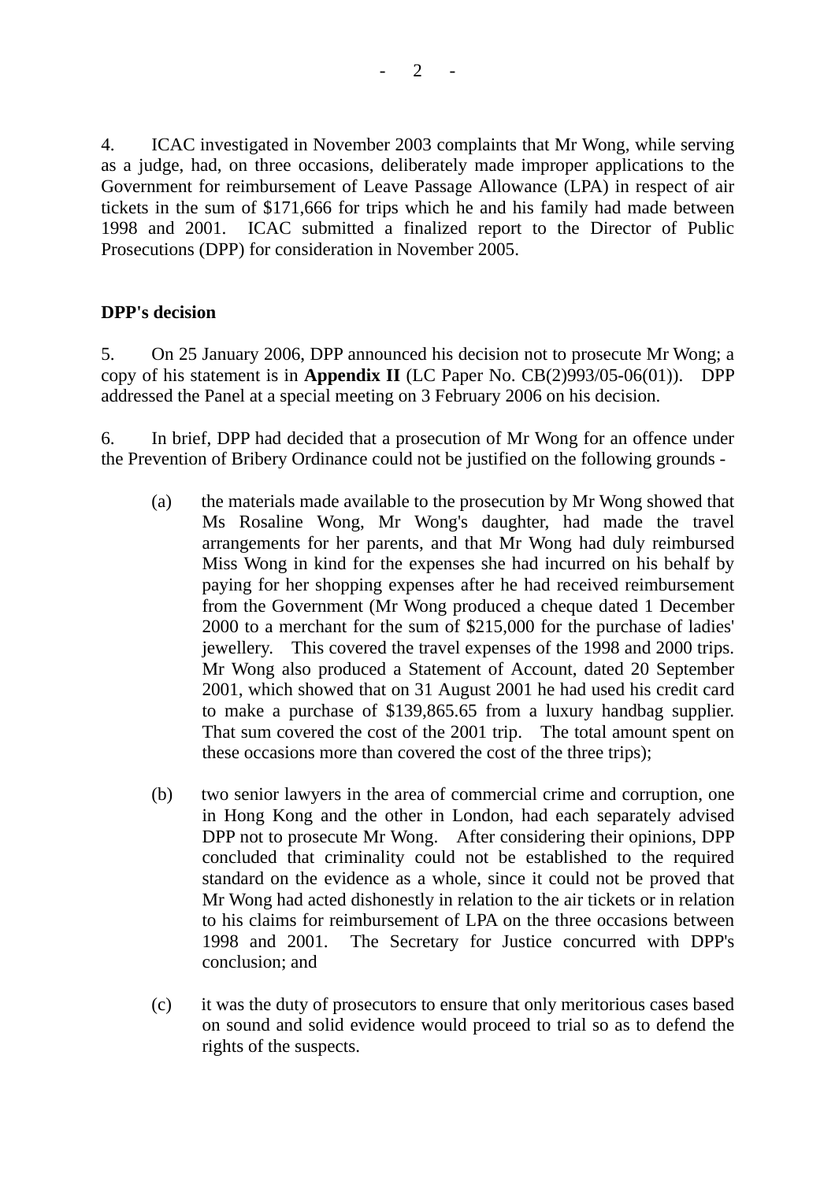4. ICAC investigated in November 2003 complaints that Mr Wong, while serving as a judge, had, on three occasions, deliberately made improper applications to the Government for reimbursement of Leave Passage Allowance (LPA) in respect of air tickets in the sum of $171,666 for trips which he and his family had made between 1998 and 2001. ICAC submitted a finalized report to the Director of Public Prosecutions (DPP) for consideration in November 2005.

**DPP's decision**

5. On 25 January 2006, DPP announced his decision not to prosecute Mr Wong; a copy of his statement is in **Appendix II** (LC Paper No. CB(2)993/05-06(01)). DPP addressed the Panel at a special meeting on 3 February 2006 on his decision.

6. In brief, DPP had decided that a prosecution of Mr Wong for an offence under the Prevention of Bribery Ordinance could not be justified on the following grounds -

(a) the materials made available to the prosecution by Mr Wong showed that Ms Rosaline Wong, Mr Wong's daughter, had made the travel arrangements for her parents, and that Mr Wong had duly reimbursed Miss Wong in kind for the expenses she had incurred on his behalf by paying for her shopping expenses after he had received reimbursement from the Government (Mr Wong produced a cheque dated 1 December 2000 to a merchant for the sum of $215,000 for the purchase of ladies' jewellery. This covered the travel expenses of the 1998 and 2000 trips. Mr Wong also produced a Statement of Account, dated 20 September 2001, which showed that on 31 August 2001 he had used his credit card to make a purchase of $139,865.65 from a luxury handbag supplier. That sum covered the cost of the 2001 trip. The total amount spent on these occasions more than covered the cost of the three trips);

(b) two senior lawyers in the area of commercial crime and corruption, one in Hong Kong and the other in London, had each separately advised DPP not to prosecute Mr Wong. After considering their opinions, DPP concluded that criminality could not be established to the required standard on the evidence as a whole, since it could not be proved that Mr Wong had acted dishonestly in relation to the air tickets or in relation to his claims for reimbursement of LPA on the three occasions between 1998 and 2001. The Secretary for Justice concurred with DPP's conclusion; and

(c) it was the duty of prosecutors to ensure that only meritorious cases based on sound and solid evidence would proceed to trial so as to defend the rights of the suspects.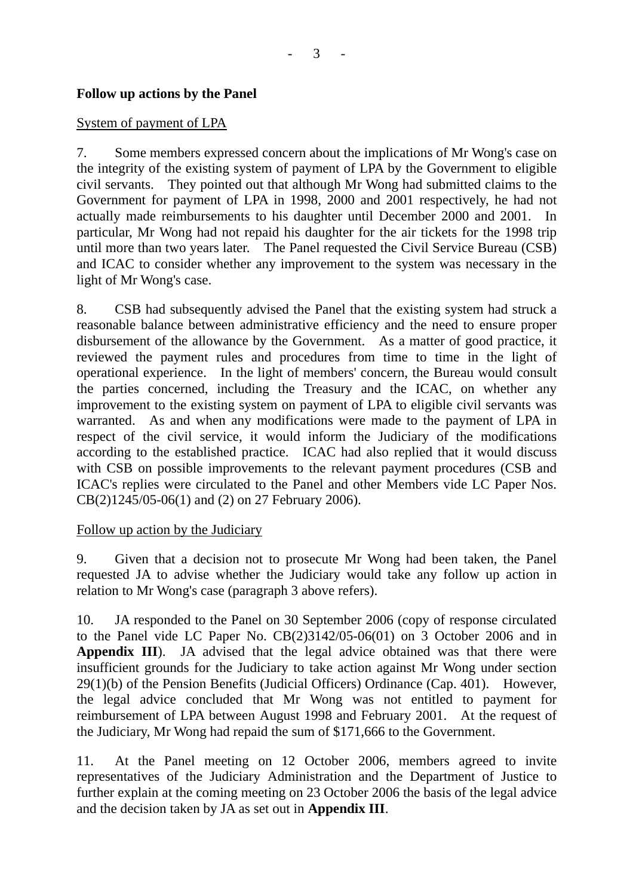**Follow up actions by the Panel**

System of payment of LPA

7. Some members expressed concern about the implications of Mr Wong's case on the integrity of the existing system of payment of LPA by the Government to eligible civil servants. They pointed out that although Mr Wong had submitted claims to the Government for payment of LPA in 1998, 2000 and 2001 respectively, he had not actually made reimbursements to his daughter until December 2000 and 2001. In particular, Mr Wong had not repaid his daughter for the air tickets for the 1998 trip until more than two years later. The Panel requested the Civil Service Bureau (CSB) and ICAC to consider whether any improvement to the system was necessary in the light of Mr Wong's case.

8. CSB had subsequently advised the Panel that the existing system had struck a reasonable balance between administrative efficiency and the need to ensure proper disbursement of the allowance by the Government. As a matter of good practice, it reviewed the payment rules and procedures from time to time in the light of operational experience. In the light of members' concern, the Bureau would consult the parties concerned, including the Treasury and the ICAC, on whether any improvement to the existing system on payment of LPA to eligible civil servants was warranted. As and when any modifications were made to the payment of LPA in respect of the civil service, it would inform the Judiciary of the modifications according to the established practice. ICAC had also replied that it would discuss with CSB on possible improvements to the relevant payment procedures (CSB and ICAC's replies were circulated to the Panel and other Members vide LC Paper Nos. CB(2)1245/05-06(1) and (2) on 27 February 2006).

Follow up action by the Judiciary

9. Given that a decision not to prosecute Mr Wong had been taken, the Panel requested JA to advise whether the Judiciary would take any follow up action in relation to Mr Wong's case (paragraph 3 above refers).

10. JA responded to the Panel on 30 September 2006 (copy of response circulated to the Panel vide LC Paper No. CB(2)3142/05-06(01) on 3 October 2006 and in **Appendix III**). JA advised that the legal advice obtained was that there were insufficient grounds for the Judiciary to take action against Mr Wong under section 29(1)(b) of the Pension Benefits (Judicial Officers) Ordinance (Cap. 401). However, the legal advice concluded that Mr Wong was not entitled to payment for reimbursement of LPA between August 1998 and February 2001. At the request of the Judiciary, Mr Wong had repaid the sum of $171,666 to the Government.

11. At the Panel meeting on 12 October 2006, members agreed to invite representatives of the Judiciary Administration and the Department of Justice to further explain at the coming meeting on 23 October 2006 the basis of the legal advice and the decision taken by JA as set out in **Appendix III**.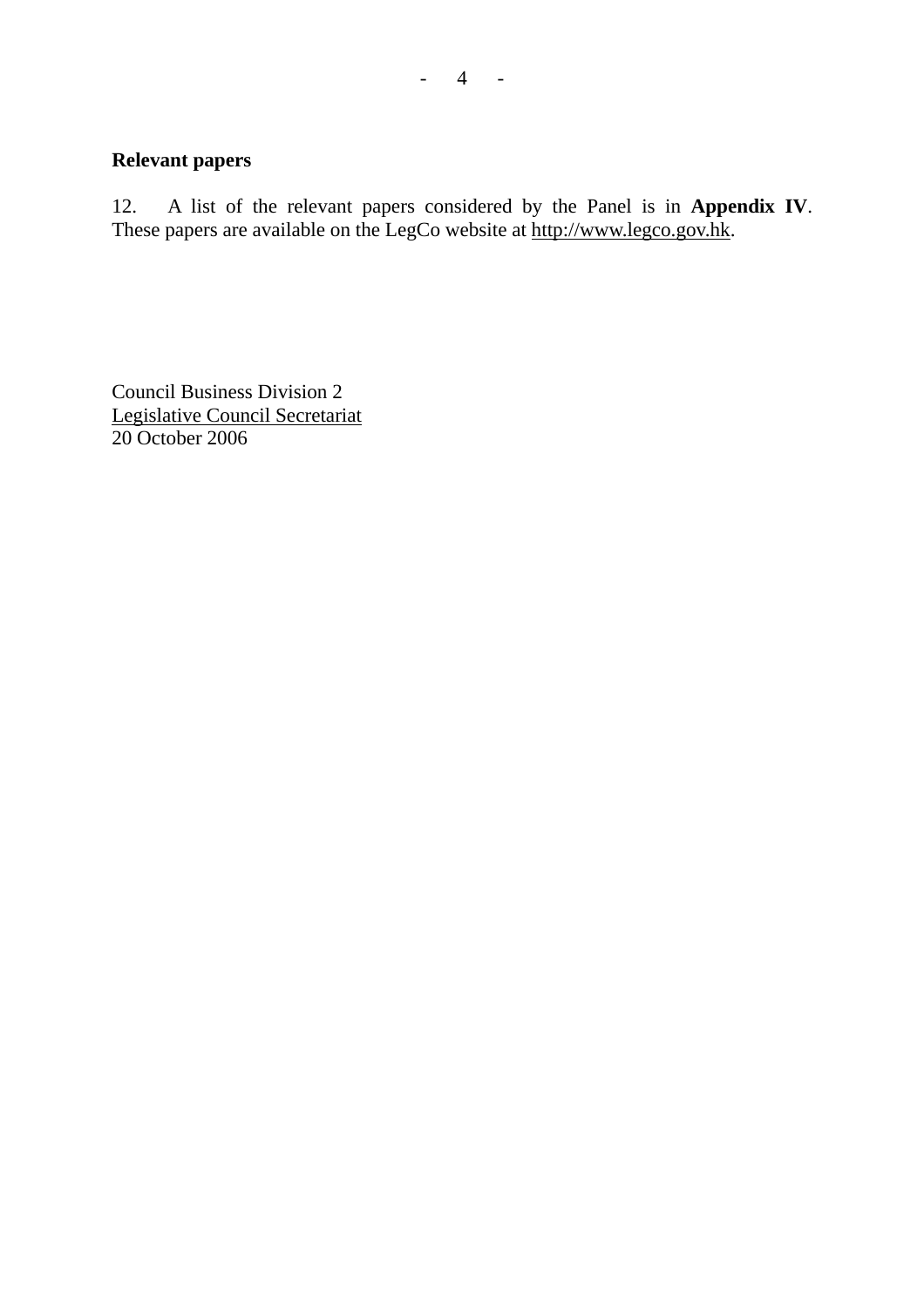## Relevant papers

12. A list of the relevant papers considered by the Panel is in **Appendix IV**. These papers are available on the LegCo website at http://www.legco.gov.hk.

Council Business Division 2
Legislative Council Secretariat
20 October 2006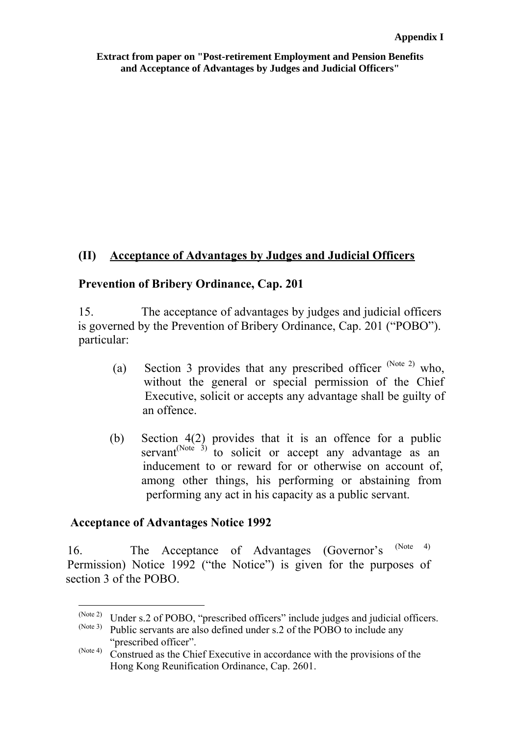**Appendix I**

**Extract from paper on "Post-retirement Employment and Pension Benefits and Acceptance of Advantages by Judges and Judicial Officers"**

## (II) Acceptance of Advantages by Judges and Judicial Officers

### Prevention of Bribery Ordinance, Cap. 201

15. The acceptance of advantages by judges and judicial officers is governed by the Prevention of Bribery Ordinance, Cap. 201 ("POBO"). particular:

(a) Section 3 provides that any prescribed officer [(Note 2)] who, without the general or special permission of the Chief Executive, solicit or accepts any advantage shall be guilty of an offence.

(b) Section 4(2) provides that it is an offence for a public servant[(Note 3)] to solicit or accept any advantage as an inducement to or reward for or otherwise on account of, among other things, his performing or abstaining from performing any act in his capacity as a public servant.

### Acceptance of Advantages Notice 1992

16. The Acceptance of Advantages (Governor's [(Note 4)] Permission) Notice 1992 ("the Notice") is given for the purposes of section 3 of the POBO.

---

(Note 2) Under s.2 of POBO, "prescribed officers" include judges and judicial officers.

(Note 3) Public servants are also defined under s.2 of the POBO to include any "prescribed officer".

(Note 4) Construed as the Chief Executive in accordance with the provisions of the Hong Kong Reunification Ordinance, Cap. 2601.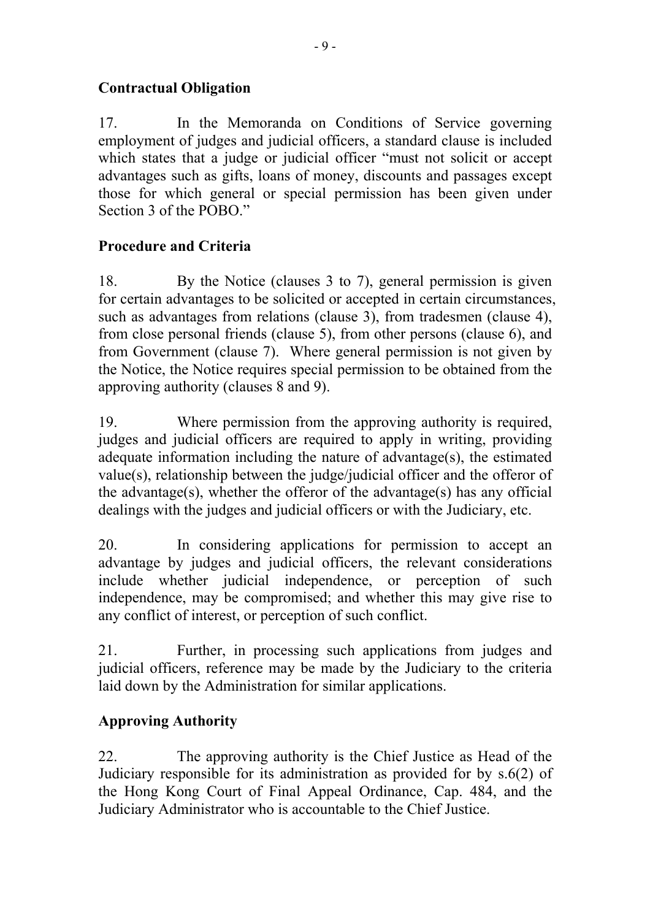**Contractual Obligation**

17. In the Memoranda on Conditions of Service governing employment of judges and judicial officers, a standard clause is included which states that a judge or judicial officer "must not solicit or accept advantages such as gifts, loans of money, discounts and passages except those for which general or special permission has been given under Section 3 of the POBO."

**Procedure and Criteria**

18. By the Notice (clauses 3 to 7), general permission is given for certain advantages to be solicited or accepted in certain circumstances, such as advantages from relations (clause 3), from tradesmen (clause 4), from close personal friends (clause 5), from other persons (clause 6), and from Government (clause 7). Where general permission is not given by the Notice, the Notice requires special permission to be obtained from the approving authority (clauses 8 and 9).

19. Where permission from the approving authority is required, judges and judicial officers are required to apply in writing, providing adequate information including the nature of advantage(s), the estimated value(s), relationship between the judge/judicial officer and the offeror of the advantage(s), whether the offeror of the advantage(s) has any official dealings with the judges and judicial officers or with the Judiciary, etc.

20. In considering applications for permission to accept an advantage by judges and judicial officers, the relevant considerations include whether judicial independence, or perception of such independence, may be compromised; and whether this may give rise to any conflict of interest, or perception of such conflict.

21. Further, in processing such applications from judges and judicial officers, reference may be made by the Judiciary to the criteria laid down by the Administration for similar applications.

**Approving Authority**

22. The approving authority is the Chief Justice as Head of the Judiciary responsible for its administration as provided for by s.6(2) of the Hong Kong Court of Final Appeal Ordinance, Cap. 484, and the Judiciary Administrator who is accountable to the Chief Justice.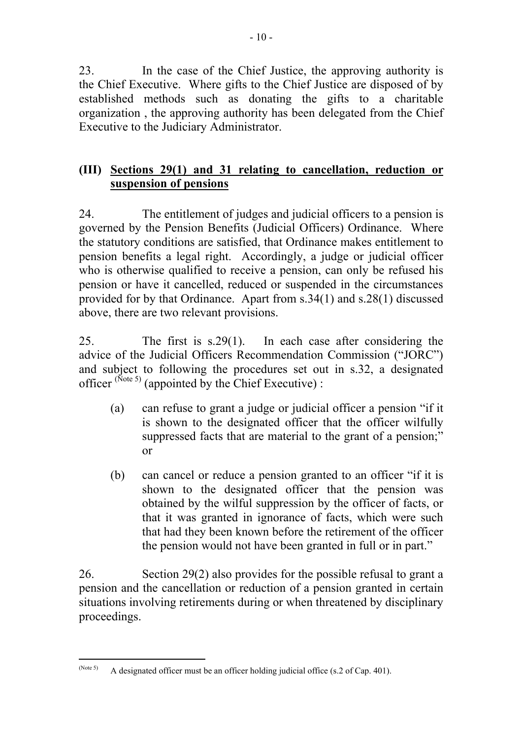23. In the case of the Chief Justice, the approving authority is the Chief Executive. Where gifts to the Chief Justice are disposed of by established methods such as donating the gifts to a charitable organization , the approving authority has been delegated from the Chief Executive to the Judiciary Administrator.

### (III) <u>Sections 29(1) and 31 relating to cancellation, reduction or suspension of pensions</u>

24. The entitlement of judges and judicial officers to a pension is governed by the Pension Benefits (Judicial Officers) Ordinance. Where the statutory conditions are satisfied, that Ordinance makes entitlement to pension benefits a legal right. Accordingly, a judge or judicial officer who is otherwise qualified to receive a pension, can only be refused his pension or have it cancelled, reduced or suspended in the circumstances provided for by that Ordinance. Apart from s.34(1) and s.28(1) discussed above, there are two relevant provisions.

25. The first is s.29(1). In each case after considering the advice of the Judicial Officers Recommendation Commission ("JORC") and subject to following the procedures set out in s.32, a designated officer [(Note 5)] (appointed by the Chief Executive) :

- (a) can refuse to grant a judge or judicial officer a pension "if it is shown to the designated officer that the officer wilfully suppressed facts that are material to the grant of a pension;" or

- (b) can cancel or reduce a pension granted to an officer "if it is shown to the designated officer that the pension was obtained by the wilful suppression by the officer of facts, or that it was granted in ignorance of facts, which were such that had they been known before the retirement of the officer the pension would not have been granted in full or in part."

26. Section 29(2) also provides for the possible refusal to grant a pension and the cancellation or reduction of a pension granted in certain situations involving retirements during or when threatened by disciplinary proceedings.

---

[(Note 5)] A designated officer must be an officer holding judicial office (s.2 of Cap. 401).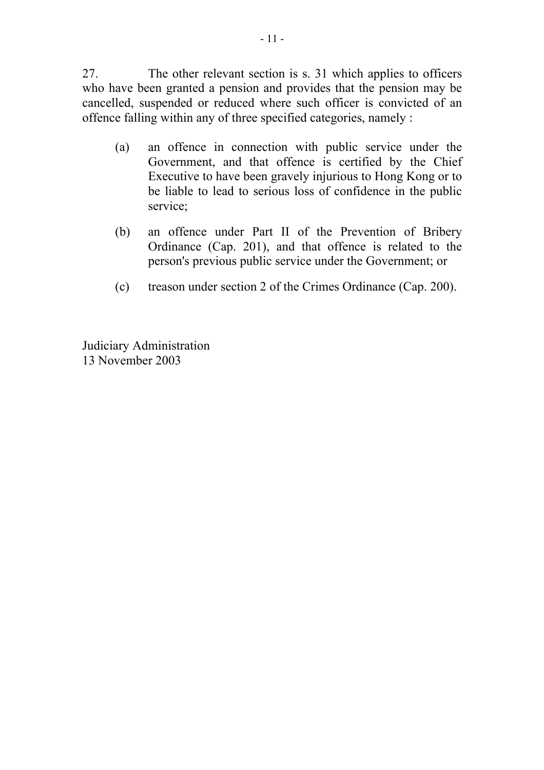27. The other relevant section is s. 31 which applies to officers who have been granted a pension and provides that the pension may be cancelled, suspended or reduced where such officer is convicted of an offence falling within any of three specified categories, namely :

(a) an offence in connection with public service under the Government, and that offence is certified by the Chief Executive to have been gravely injurious to Hong Kong or to be liable to lead to serious loss of confidence in the public service;

(b) an offence under Part II of the Prevention of Bribery Ordinance (Cap. 201), and that offence is related to the person's previous public service under the Government; or

(c) treason under section 2 of the Crimes Ordinance (Cap. 200).

Judiciary Administration
13 November 2003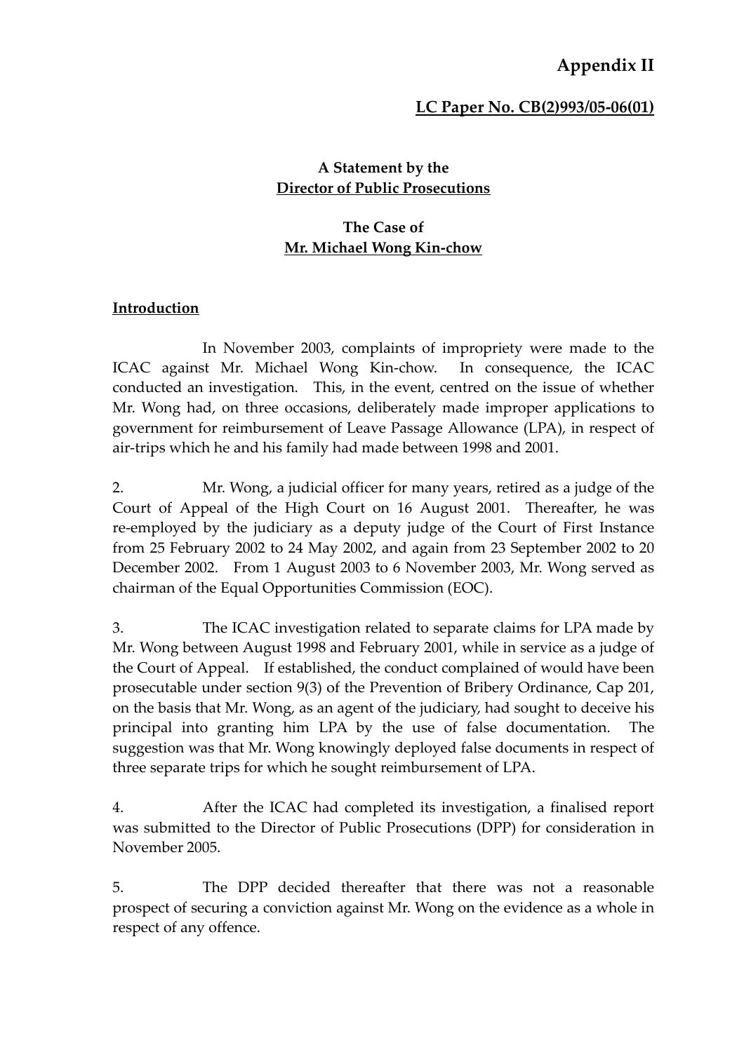# Appendix II

**LC Paper No. CB(2)993/05-06(01)**

**A Statement by the Director of Public Prosecutions**

**The Case of Mr. Michael Wong Kin-chow**

## Introduction

In November 2003, complaints of impropriety were made to the ICAC against Mr. Michael Wong Kin-chow. In consequence, the ICAC conducted an investigation. This, in the event, centred on the issue of whether Mr. Wong had, on three occasions, deliberately made improper applications to government for reimbursement of Leave Passage Allowance (LPA), in respect of air-trips which he and his family had made between 1998 and 2001.

2. Mr. Wong, a judicial officer for many years, retired as a judge of the Court of Appeal of the High Court on 16 August 2001. Thereafter, he was re-employed by the judiciary as a deputy judge of the Court of First Instance from 25 February 2002 to 24 May 2002, and again from 23 September 2002 to 20 December 2002. From 1 August 2003 to 6 November 2003, Mr. Wong served as chairman of the Equal Opportunities Commission (EOC).

3. The ICAC investigation related to separate claims for LPA made by Mr. Wong between August 1998 and February 2001, while in service as a judge of the Court of Appeal. If established, the conduct complained of would have been prosecutable under section 9(3) of the Prevention of Bribery Ordinance, Cap 201, on the basis that Mr. Wong, as an agent of the judiciary, had sought to deceive his principal into granting him LPA by the use of false documentation. The suggestion was that Mr. Wong knowingly deployed false documents in respect of three separate trips for which he sought reimbursement of LPA.

4. After the ICAC had completed its investigation, a finalised report was submitted to the Director of Public Prosecutions (DPP) for consideration in November 2005.

5. The DPP decided thereafter that there was not a reasonable prospect of securing a conviction against Mr. Wong on the evidence as a whole in respect of any offence.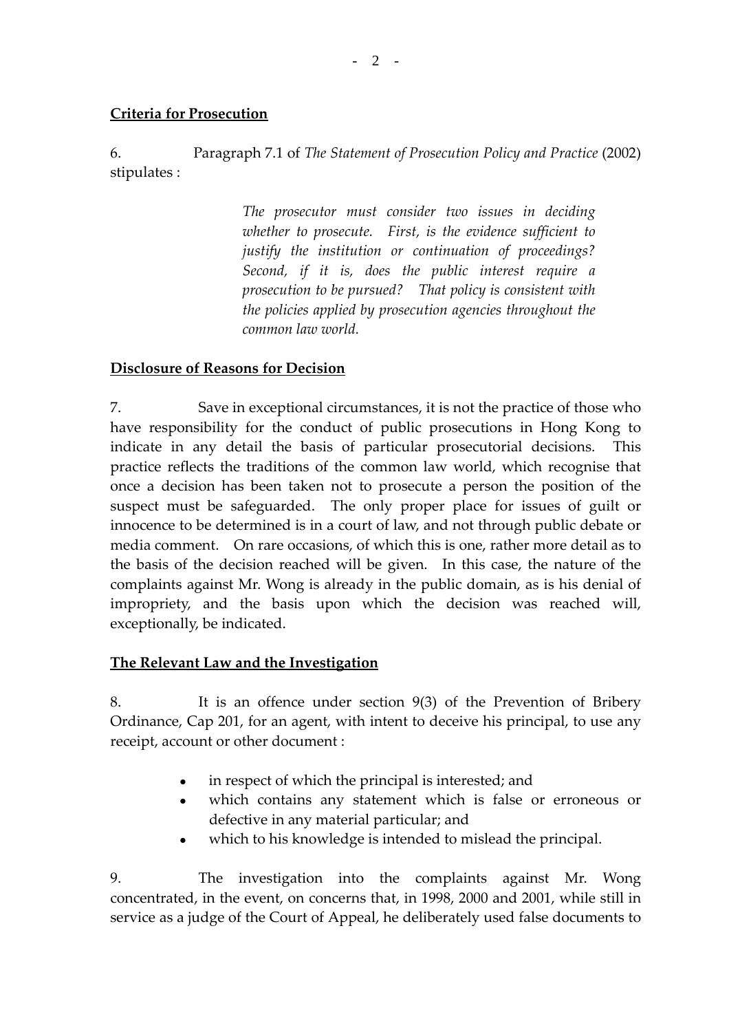**Criteria for Prosecution**

6. Paragraph 7.1 of *The Statement of Prosecution Policy and Practice* (2002) stipulates :

> *The prosecutor must consider two issues in deciding whether to prosecute. First, is the evidence sufficient to justify the institution or continuation of proceedings? Second, if it is, does the public interest require a prosecution to be pursued? That policy is consistent with the policies applied by prosecution agencies throughout the common law world.*

**Disclosure of Reasons for Decision**

7. Save in exceptional circumstances, it is not the practice of those who have responsibility for the conduct of public prosecutions in Hong Kong to indicate in any detail the basis of particular prosecutorial decisions. This practice reflects the traditions of the common law world, which recognise that once a decision has been taken not to prosecute a person the position of the suspect must be safeguarded. The only proper place for issues of guilt or innocence to be determined is in a court of law, and not through public debate or media comment. On rare occasions, of which this is one, rather more detail as to the basis of the decision reached will be given. In this case, the nature of the complaints against Mr. Wong is already in the public domain, as is his denial of impropriety, and the basis upon which the decision was reached will, exceptionally, be indicated.

**The Relevant Law and the Investigation**

8. It is an offence under section 9(3) of the Prevention of Bribery Ordinance, Cap 201, for an agent, with intent to deceive his principal, to use any receipt, account or other document :

- in respect of which the principal is interested; and
- which contains any statement which is false or erroneous or defective in any material particular; and
- which to his knowledge is intended to mislead the principal.

9. The investigation into the complaints against Mr. Wong concentrated, in the event, on concerns that, in 1998, 2000 and 2001, while still in service as a judge of the Court of Appeal, he deliberately used false documents to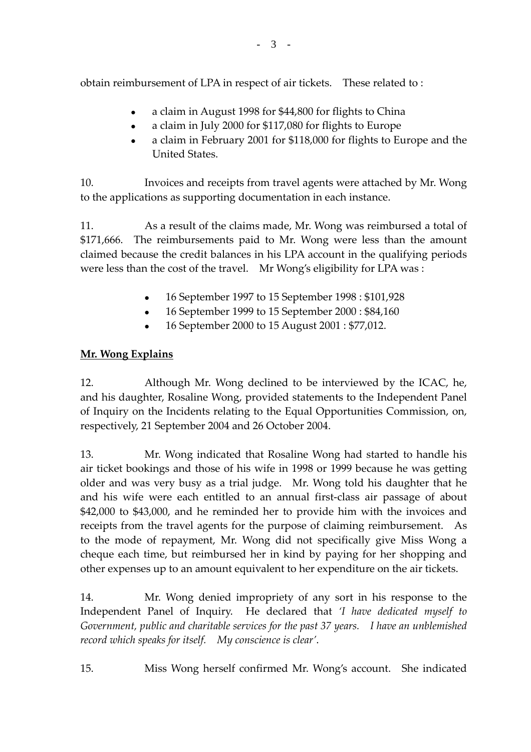obtain reimbursement of LPA in respect of air tickets. These related to :

- a claim in August 1998 for $44,800 for flights to China
- a claim in July 2000 for $117,080 for flights to Europe
- a claim in February 2001 for $118,000 for flights to Europe and the United States.

10. Invoices and receipts from travel agents were attached by Mr. Wong to the applications as supporting documentation in each instance.

11. As a result of the claims made, Mr. Wong was reimbursed a total of $171,666. The reimbursements paid to Mr. Wong were less than the amount claimed because the credit balances in his LPA account in the qualifying periods were less than the cost of the travel. Mr Wong's eligibility for LPA was :

- 16 September 1997 to 15 September 1998 : $101,928
- 16 September 1999 to 15 September 2000 : $84,160
- 16 September 2000 to 15 August 2001 : $77,012.

**Mr. Wong Explains**

12. Although Mr. Wong declined to be interviewed by the ICAC, he, and his daughter, Rosaline Wong, provided statements to the Independent Panel of Inquiry on the Incidents relating to the Equal Opportunities Commission, on, respectively, 21 September 2004 and 26 October 2004.

13. Mr. Wong indicated that Rosaline Wong had started to handle his air ticket bookings and those of his wife in 1998 or 1999 because he was getting older and was very busy as a trial judge. Mr. Wong told his daughter that he and his wife were each entitled to an annual first-class air passage of about $42,000 to $43,000, and he reminded her to provide him with the invoices and receipts from the travel agents for the purpose of claiming reimbursement. As to the mode of repayment, Mr. Wong did not specifically give Miss Wong a cheque each time, but reimbursed her in kind by paying for her shopping and other expenses up to an amount equivalent to her expenditure on the air tickets.

14. Mr. Wong denied impropriety of any sort in his response to the Independent Panel of Inquiry. He declared that *'I have dedicated myself to Government, public and charitable services for the past 37 years. I have an unblemished record which speaks for itself. My conscience is clear'*.

15. Miss Wong herself confirmed Mr. Wong's account. She indicated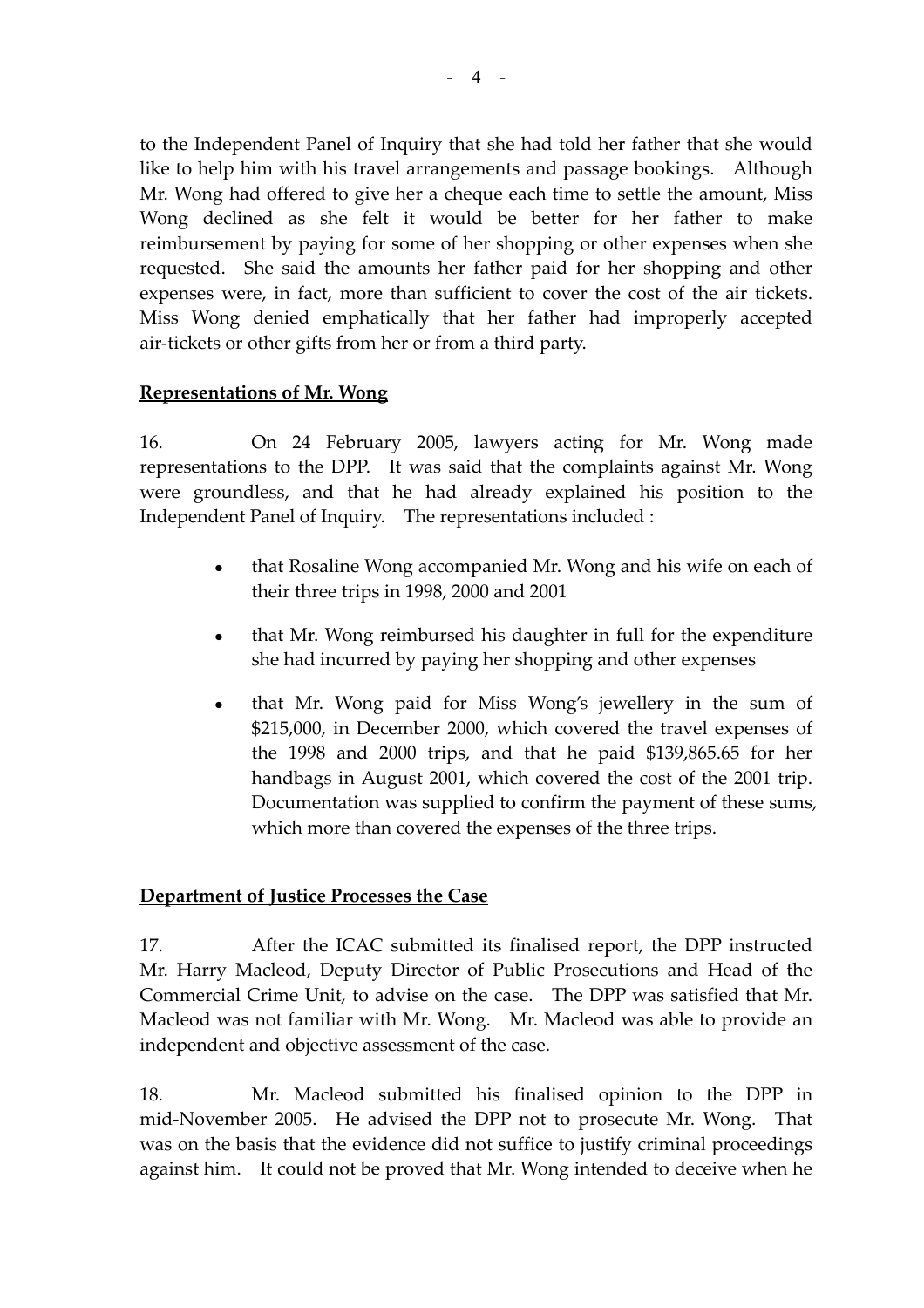to the Independent Panel of Inquiry that she had told her father that she would like to help him with his travel arrangements and passage bookings. Although Mr. Wong had offered to give her a cheque each time to settle the amount, Miss Wong declined as she felt it would be better for her father to make reimbursement by paying for some of her shopping or other expenses when she requested. She said the amounts her father paid for her shopping and other expenses were, in fact, more than sufficient to cover the cost of the air tickets. Miss Wong denied emphatically that her father had improperly accepted air-tickets or other gifts from her or from a third party.

**Representations of Mr. Wong**

16. On 24 February 2005, lawyers acting for Mr. Wong made representations to the DPP. It was said that the complaints against Mr. Wong were groundless, and that he had already explained his position to the Independent Panel of Inquiry. The representations included :

- that Rosaline Wong accompanied Mr. Wong and his wife on each of their three trips in 1998, 2000 and 2001
- that Mr. Wong reimbursed his daughter in full for the expenditure she had incurred by paying her shopping and other expenses
- that Mr. Wong paid for Miss Wong's jewellery in the sum of $215,000, in December 2000, which covered the travel expenses of the 1998 and 2000 trips, and that he paid $139,865.65 for her handbags in August 2001, which covered the cost of the 2001 trip. Documentation was supplied to confirm the payment of these sums, which more than covered the expenses of the three trips.

**Department of Justice Processes the Case**

17. After the ICAC submitted its finalised report, the DPP instructed Mr. Harry Macleod, Deputy Director of Public Prosecutions and Head of the Commercial Crime Unit, to advise on the case. The DPP was satisfied that Mr. Macleod was not familiar with Mr. Wong. Mr. Macleod was able to provide an independent and objective assessment of the case.

18. Mr. Macleod submitted his finalised opinion to the DPP in mid-November 2005. He advised the DPP not to prosecute Mr. Wong. That was on the basis that the evidence did not suffice to justify criminal proceedings against him. It could not be proved that Mr. Wong intended to deceive when he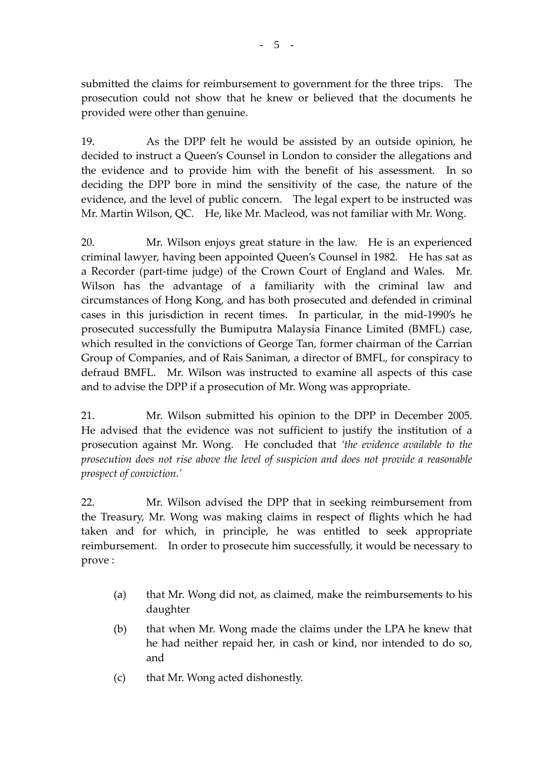submitted the claims for reimbursement to government for the three trips. The prosecution could not show that he knew or believed that the documents he provided were other than genuine.

19. As the DPP felt he would be assisted by an outside opinion, he decided to instruct a Queen's Counsel in London to consider the allegations and the evidence and to provide him with the benefit of his assessment. In so deciding the DPP bore in mind the sensitivity of the case, the nature of the evidence, and the level of public concern. The legal expert to be instructed was Mr. Martin Wilson, QC. He, like Mr. Macleod, was not familiar with Mr. Wong.

20. Mr. Wilson enjoys great stature in the law. He is an experienced criminal lawyer, having been appointed Queen's Counsel in 1982. He has sat as a Recorder (part-time judge) of the Crown Court of England and Wales. Mr. Wilson has the advantage of a familiarity with the criminal law and circumstances of Hong Kong, and has both prosecuted and defended in criminal cases in this jurisdiction in recent times. In particular, in the mid-1990's he prosecuted successfully the Bumiputra Malaysia Finance Limited (BMFL) case, which resulted in the convictions of George Tan, former chairman of the Carrian Group of Companies, and of Rais Saniman, a director of BMFL, for conspiracy to defraud BMFL. Mr. Wilson was instructed to examine all aspects of this case and to advise the DPP if a prosecution of Mr. Wong was appropriate.

21. Mr. Wilson submitted his opinion to the DPP in December 2005. He advised that the evidence was not sufficient to justify the institution of a prosecution against Mr. Wong. He concluded that *'the evidence available to the prosecution does not rise above the level of suspicion and does not provide a reasonable prospect of conviction.'*

22. Mr. Wilson advised the DPP that in seeking reimbursement from the Treasury, Mr. Wong was making claims in respect of flights which he had taken and for which, in principle, he was entitled to seek appropriate reimbursement. In order to prosecute him successfully, it would be necessary to prove :

(a) that Mr. Wong did not, as claimed, make the reimbursements to his daughter

(b) that when Mr. Wong made the claims under the LPA he knew that he had neither repaid her, in cash or kind, nor intended to do so, and

(c) that Mr. Wong acted dishonestly.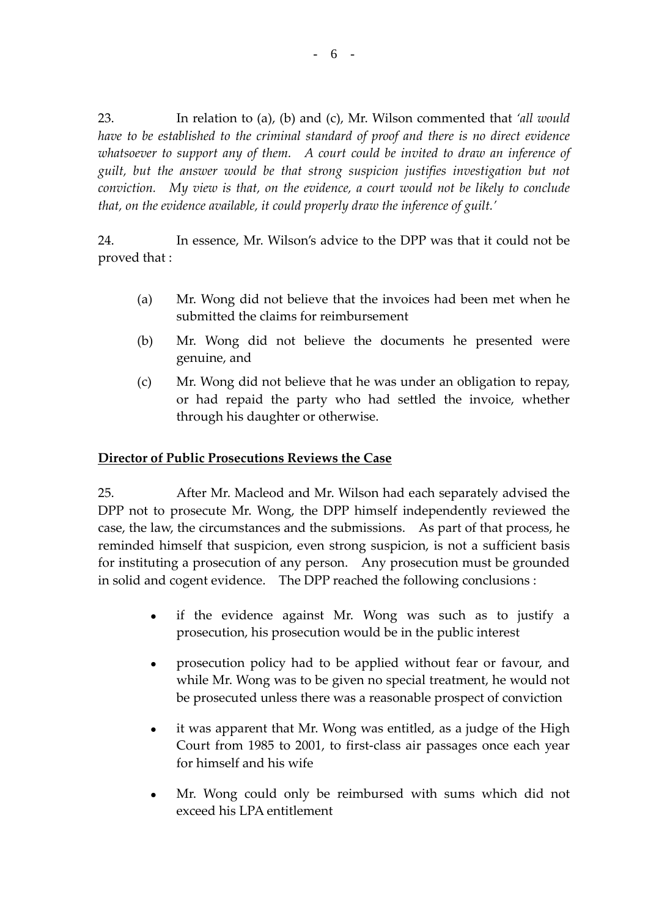23. In relation to (a), (b) and (c), Mr. Wilson commented that *'all would have to be established to the criminal standard of proof and there is no direct evidence whatsoever to support any of them. A court could be invited to draw an inference of guilt, but the answer would be that strong suspicion justifies investigation but not conviction. My view is that, on the evidence, a court would not be likely to conclude that, on the evidence available, it could properly draw the inference of guilt.'*

24. In essence, Mr. Wilson's advice to the DPP was that it could not be proved that :

(a) Mr. Wong did not believe that the invoices had been met when he submitted the claims for reimbursement

(b) Mr. Wong did not believe the documents he presented were genuine, and

(c) Mr. Wong did not believe that he was under an obligation to repay, or had repaid the party who had settled the invoice, whether through his daughter or otherwise.

**<u>Director of Public Prosecutions Reviews the Case</u>**

25. After Mr. Macleod and Mr. Wilson had each separately advised the DPP not to prosecute Mr. Wong, the DPP himself independently reviewed the case, the law, the circumstances and the submissions. As part of that process, he reminded himself that suspicion, even strong suspicion, is not a sufficient basis for instituting a prosecution of any person. Any prosecution must be grounded in solid and cogent evidence. The DPP reached the following conclusions :

- if the evidence against Mr. Wong was such as to justify a prosecution, his prosecution would be in the public interest
- prosecution policy had to be applied without fear or favour, and while Mr. Wong was to be given no special treatment, he would not be prosecuted unless there was a reasonable prospect of conviction
- it was apparent that Mr. Wong was entitled, as a judge of the High Court from 1985 to 2001, to first-class air passages once each year for himself and his wife
- Mr. Wong could only be reimbursed with sums which did not exceed his LPA entitlement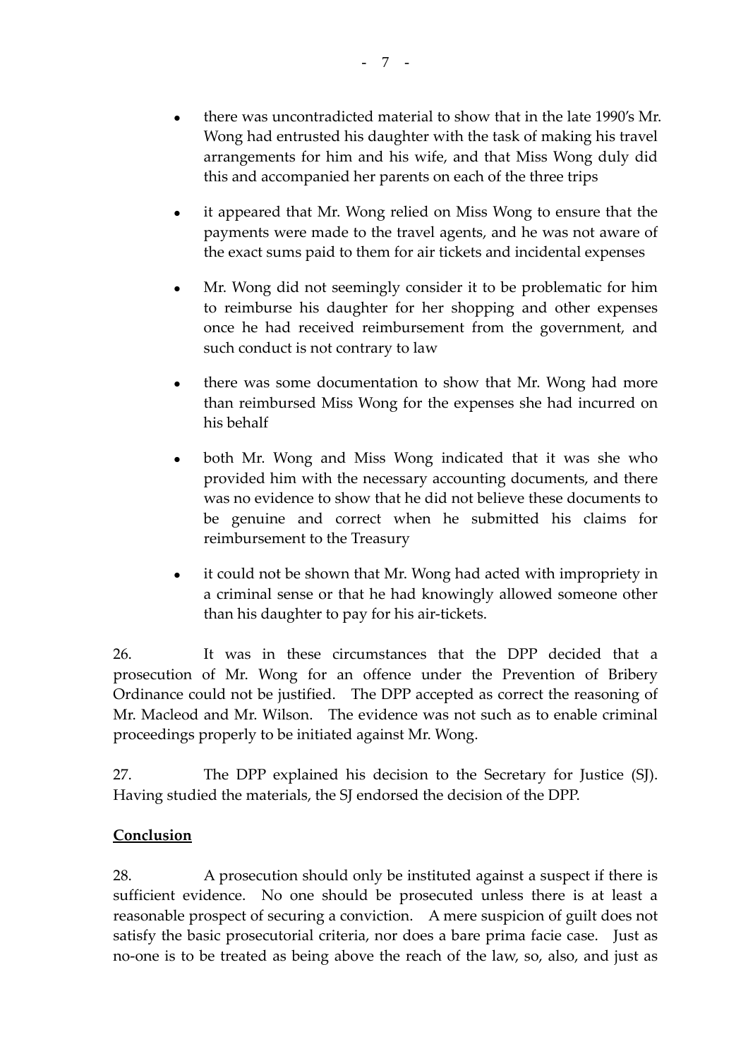- there was uncontradicted material to show that in the late 1990's Mr. Wong had entrusted his daughter with the task of making his travel arrangements for him and his wife, and that Miss Wong duly did this and accompanied her parents on each of the three trips

- it appeared that Mr. Wong relied on Miss Wong to ensure that the payments were made to the travel agents, and he was not aware of the exact sums paid to them for air tickets and incidental expenses

- Mr. Wong did not seemingly consider it to be problematic for him to reimburse his daughter for her shopping and other expenses once he had received reimbursement from the government, and such conduct is not contrary to law

- there was some documentation to show that Mr. Wong had more than reimbursed Miss Wong for the expenses she had incurred on his behalf

- both Mr. Wong and Miss Wong indicated that it was she who provided him with the necessary accounting documents, and there was no evidence to show that he did not believe these documents to be genuine and correct when he submitted his claims for reimbursement to the Treasury

- it could not be shown that Mr. Wong had acted with impropriety in a criminal sense or that he had knowingly allowed someone other than his daughter to pay for his air-tickets.

26. It was in these circumstances that the DPP decided that a prosecution of Mr. Wong for an offence under the Prevention of Bribery Ordinance could not be justified. The DPP accepted as correct the reasoning of Mr. Macleod and Mr. Wilson. The evidence was not such as to enable criminal proceedings properly to be initiated against Mr. Wong.

27. The DPP explained his decision to the Secretary for Justice (SJ). Having studied the materials, the SJ endorsed the decision of the DPP.

**Conclusion**

28. A prosecution should only be instituted against a suspect if there is sufficient evidence. No one should be prosecuted unless there is at least a reasonable prospect of securing a conviction. A mere suspicion of guilt does not satisfy the basic prosecutorial criteria, nor does a bare prima facie case. Just as no-one is to be treated as being above the reach of the law, so, also, and just as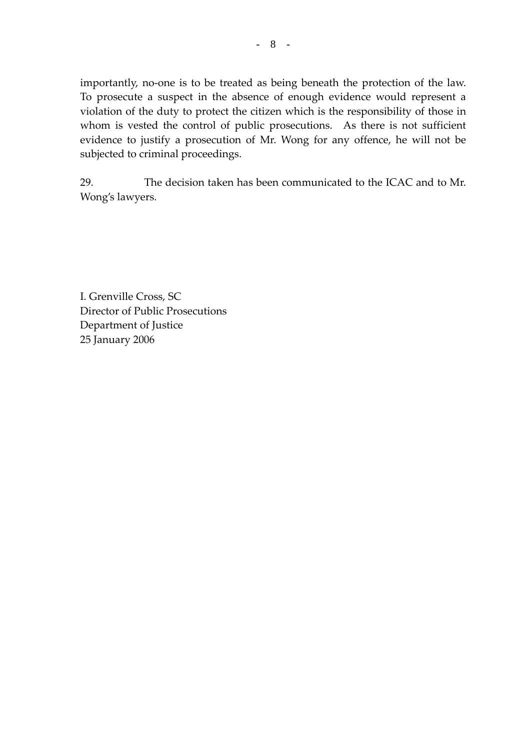importantly, no-one is to be treated as being beneath the protection of the law. To prosecute a suspect in the absence of enough evidence would represent a violation of the duty to protect the citizen which is the responsibility of those in whom is vested the control of public prosecutions. As there is not sufficient evidence to justify a prosecution of Mr. Wong for any offence, he will not be subjected to criminal proceedings.

29. The decision taken has been communicated to the ICAC and to Mr. Wong's lawyers.

I. Grenville Cross, SC
Director of Public Prosecutions
Department of Justice
25 January 2006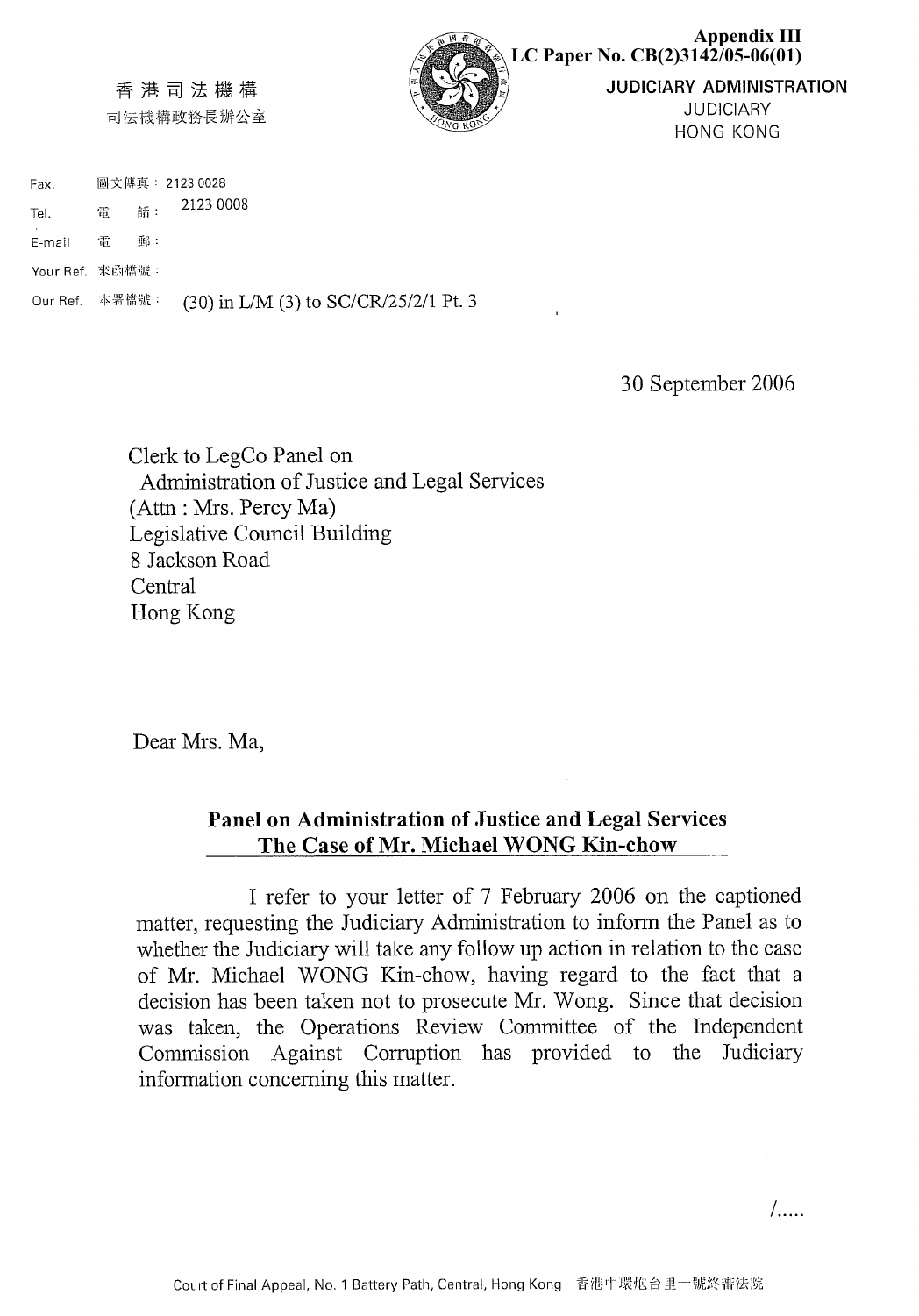**Appendix III**
**LC Paper No. CB(2)3142/05-06(01)**

香港司法機構
司法機構政務長辦公室

JUDICIARY ADMINISTRATION
JUDICIARY
HONG KONG

Fax. 圖文傳真：2123 0028
Tel. 電 話：2123 0008
E-mail 電 郵：
Your Ref. 來函檔號：
Our Ref. 本署檔號：(30) in L/M (3) to SC/CR/25/2/1 Pt. 3

30 September 2006

Clerk to LegCo Panel on
Administration of Justice and Legal Services
(Attn : Mrs. Percy Ma)
Legislative Council Building
8 Jackson Road
Central
Hong Kong

Dear Mrs. Ma,

**Panel on Administration of Justice and Legal Services**
**<u>The Case of Mr. Michael WONG Kin-chow</u>**

I refer to your letter of 7 February 2006 on the captioned matter, requesting the Judiciary Administration to inform the Panel as to whether the Judiciary will take any follow up action in relation to the case of Mr. Michael WONG Kin-chow, having regard to the fact that a decision has been taken not to prosecute Mr. Wong. Since that decision was taken, the Operations Review Committee of the Independent Commission Against Corruption has provided to the Judiciary information concerning this matter.

/.....

Court of Final Appeal, No. 1 Battery Path, Central, Hong Kong 香港中環炮台里一號終審法院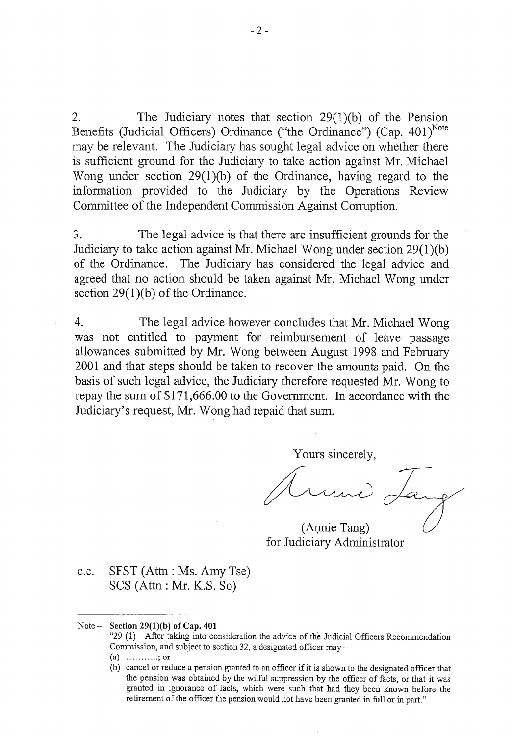2. The Judiciary notes that section 29(1)(b) of the Pension Benefits (Judicial Officers) Ordinance ("the Ordinance") (Cap. 401)[Note] may be relevant. The Judiciary has sought legal advice on whether there is sufficient ground for the Judiciary to take action against Mr. Michael Wong under section 29(1)(b) of the Ordinance, having regard to the information provided to the Judiciary by the Operations Review Committee of the Independent Commission Against Corruption.

3. The legal advice is that there are insufficient grounds for the Judiciary to take action against Mr. Michael Wong under section 29(1)(b) of the Ordinance. The Judiciary has considered the legal advice and agreed that no action should be taken against Mr. Michael Wong under section 29(1)(b) of the Ordinance.

4. The legal advice however concludes that Mr. Michael Wong was not entitled to payment for reimbursement of leave passage allowances submitted by Mr. Wong between August 1998 and February 2001 and that steps should be taken to recover the amounts paid. On the basis of such legal advice, the Judiciary therefore requested Mr. Wong to repay the sum of $171,666.00 to the Government. In accordance with the Judiciary's request, Mr. Wong had repaid that sum.

Yours sincerely,

(Annie Tang)
for Judiciary Administrator

c.c. SFST (Attn : Ms. Amy Tse)
SCS (Attn : Mr. K.S. So)

---

Note – **Section 29(1)(b) of Cap. 401**

"29 (1) After taking into consideration the advice of the Judicial Officers Recommendation Commission, and subject to section 32, a designated officer may –

(a) ……….; or

(b) cancel or reduce a pension granted to an officer if it is shown to the designated officer that the pension was obtained by the wilful suppression by the officer of facts, or that it was granted in ignorance of facts, which were such that had they been known before the retirement of the officer the pension would not have been granted in full or in part."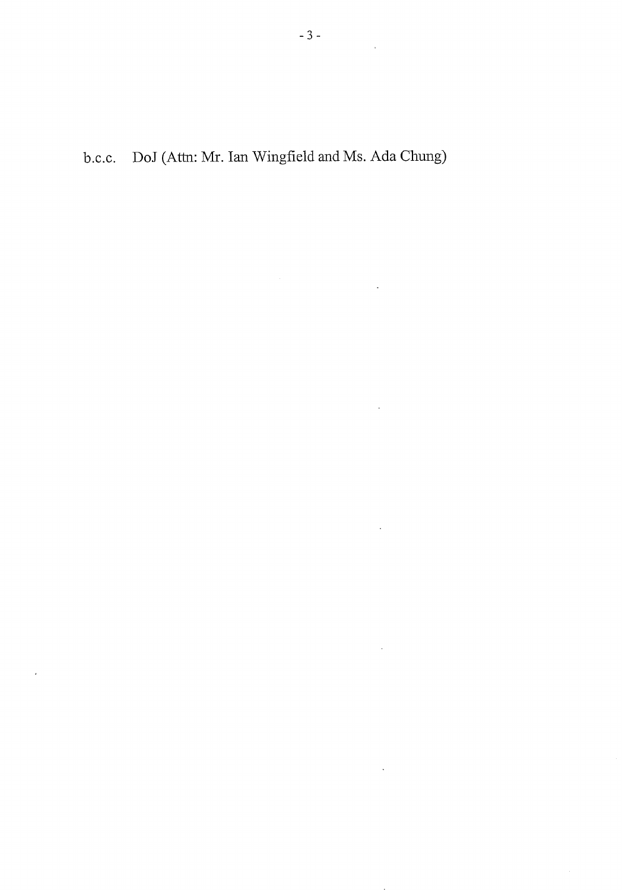b.c.c. DoJ (Attn: Mr. Ian Wingfield and Ms. Ada Chung)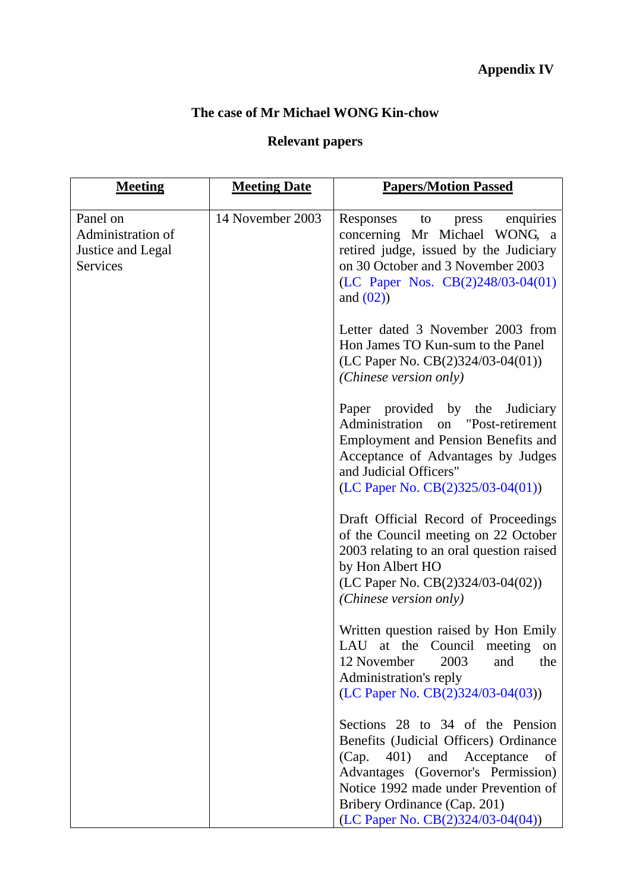**Appendix IV**

**The case of Mr Michael WONG Kin-chow**

**Relevant papers**

| Meeting | Meeting Date | Papers/Motion Passed |
|---|---|---|
| Panel on Administration of Justice and Legal Services | 14 November 2003 | Responses to press enquiries concerning Mr Michael WONG, a retired judge, issued by the Judiciary on 30 October and 3 November 2003 (LC Paper Nos. CB(2)248/03-04(01) and (02))<br><br>Letter dated 3 November 2003 from Hon James TO Kun-sum to the Panel (LC Paper No. CB(2)324/03-04(01)) *(Chinese version only)*<br><br>Paper provided by the Judiciary Administration on "Post-retirement Employment and Pension Benefits and Acceptance of Advantages by Judges and Judicial Officers" (LC Paper No. CB(2)325/03-04(01))<br><br>Draft Official Record of Proceedings of the Council meeting on 22 October 2003 relating to an oral question raised by Hon Albert HO (LC Paper No. CB(2)324/03-04(02)) *(Chinese version only)*<br><br>Written question raised by Hon Emily LAU at the Council meeting on 12 November 2003 and the Administration's reply (LC Paper No. CB(2)324/03-04(03))<br><br>Sections 28 to 34 of the Pension Benefits (Judicial Officers) Ordinance (Cap. 401) and Acceptance of Advantages (Governor's Permission) Notice 1992 made under Prevention of Bribery Ordinance (Cap. 201) (LC Paper No. CB(2)324/03-04(04)) |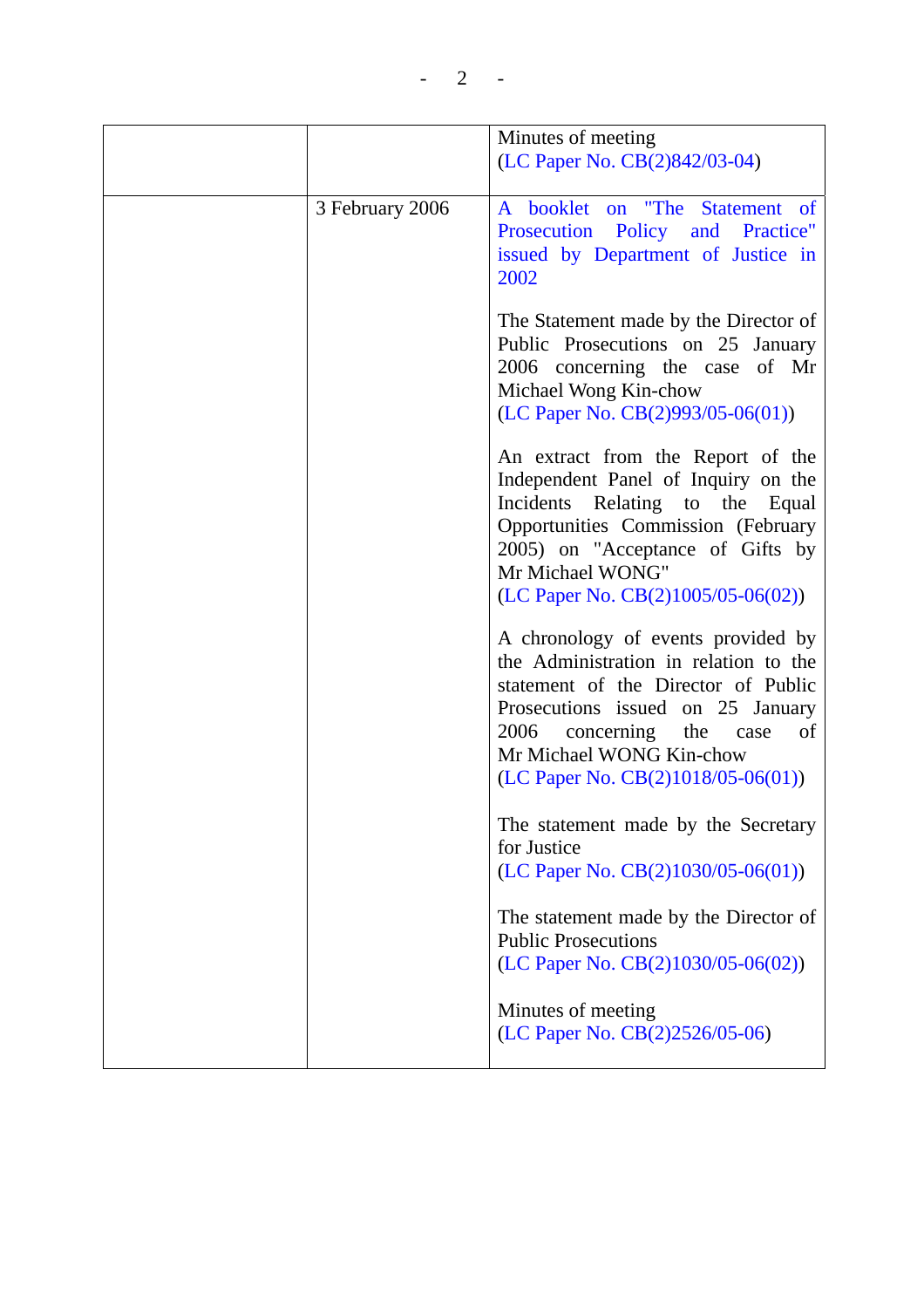| | | |
|---|---|---|
| | | Minutes of meeting (LC Paper No. CB(2)842/03-04) |
| | 3 February 2006 | A booklet on "The Statement of Prosecution Policy and Practice" issued by Department of Justice in 2002<br><br>The Statement made by the Director of Public Prosecutions on 25 January 2006 concerning the case of Mr Michael Wong Kin-chow (LC Paper No. CB(2)993/05-06(01))<br><br>An extract from the Report of the Independent Panel of Inquiry on the Incidents Relating to the Equal Opportunities Commission (February 2005) on "Acceptance of Gifts by Mr Michael WONG" (LC Paper No. CB(2)1005/05-06(02))<br><br>A chronology of events provided by the Administration in relation to the statement of the Director of Public Prosecutions issued on 25 January 2006 concerning the case of Mr Michael WONG Kin-chow (LC Paper No. CB(2)1018/05-06(01))<br><br>The statement made by the Secretary for Justice (LC Paper No. CB(2)1030/05-06(01))<br><br>The statement made by the Director of Public Prosecutions (LC Paper No. CB(2)1030/05-06(02))<br><br>Minutes of meeting (LC Paper No. CB(2)2526/05-06) |